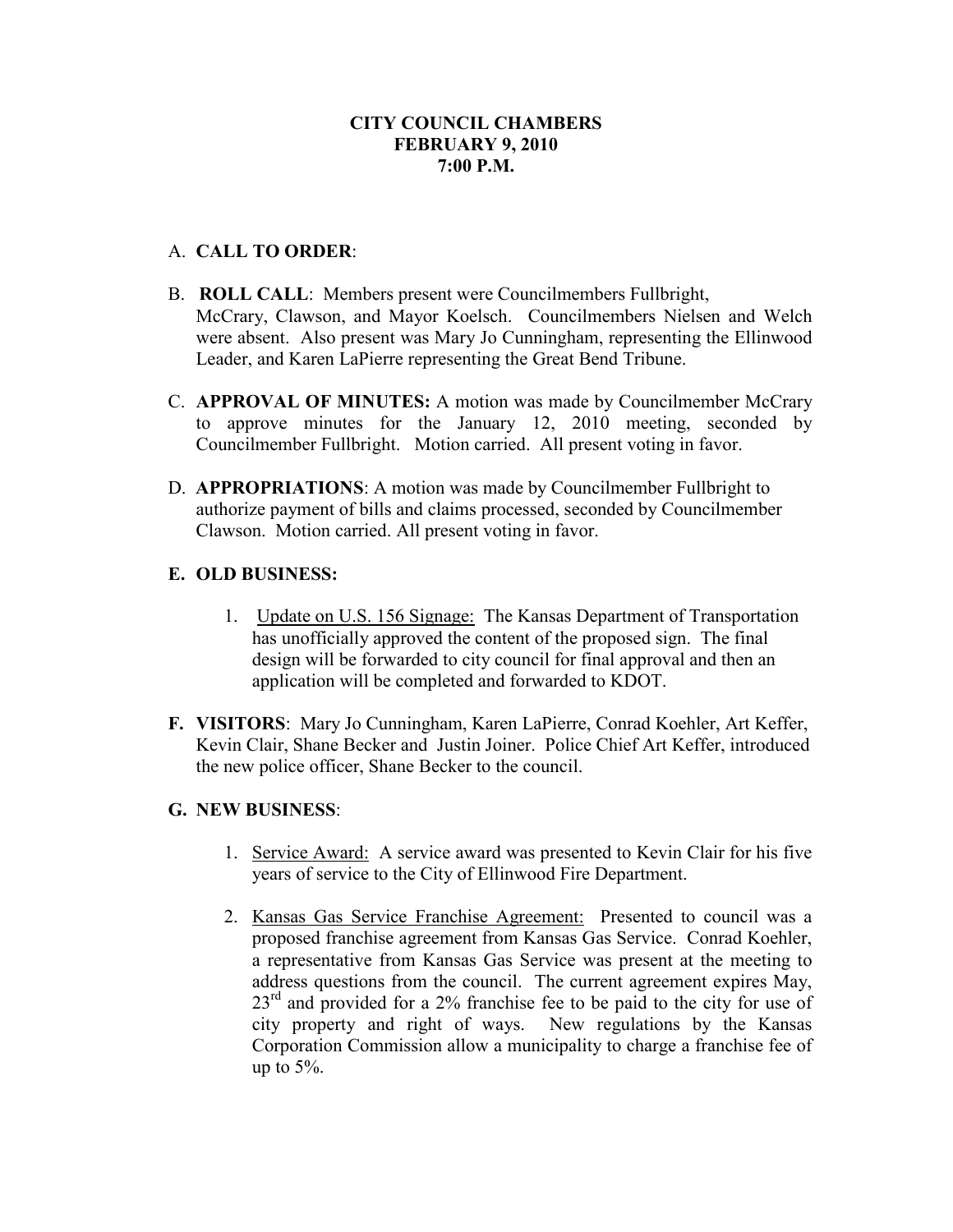**CITY COUNCIL CHAMBERS**
**FEBRUARY 9, 2010**
**7:00 P.M.**

A. **CALL TO ORDER**:

B. **ROLL CALL**: Members present were Councilmembers Fullbright, McCrary, Clawson, and Mayor Koelsch. Councilmembers Nielsen and Welch were absent. Also present was Mary Jo Cunningham, representing the Ellinwood Leader, and Karen LaPierre representing the Great Bend Tribune.

C. **APPROVAL OF MINUTES:** A motion was made by Councilmember McCrary to approve minutes for the January 12, 2010 meeting, seconded by Councilmember Fullbright. Motion carried. All present voting in favor.

D. **APPROPRIATIONS**: A motion was made by Councilmember Fullbright to authorize payment of bills and claims processed, seconded by Councilmember Clawson. Motion carried. All present voting in favor.

**E. OLD BUSINESS:**

1. Update on U.S. 156 Signage: The Kansas Department of Transportation has unofficially approved the content of the proposed sign. The final design will be forwarded to city council for final approval and then an application will be completed and forwarded to KDOT.

**F. VISITORS**: Mary Jo Cunningham, Karen LaPierre, Conrad Koehler, Art Keffer, Kevin Clair, Shane Becker and Justin Joiner. Police Chief Art Keffer, introduced the new police officer, Shane Becker to the council.

**G. NEW BUSINESS**:

1. Service Award: A service award was presented to Kevin Clair for his five years of service to the City of Ellinwood Fire Department.

2. Kansas Gas Service Franchise Agreement: Presented to council was a proposed franchise agreement from Kansas Gas Service. Conrad Koehler, a representative from Kansas Gas Service was present at the meeting to address questions from the council. The current agreement expires May, 23rd and provided for a 2% franchise fee to be paid to the city for use of city property and right of ways. New regulations by the Kansas Corporation Commission allow a municipality to charge a franchise fee of up to 5%.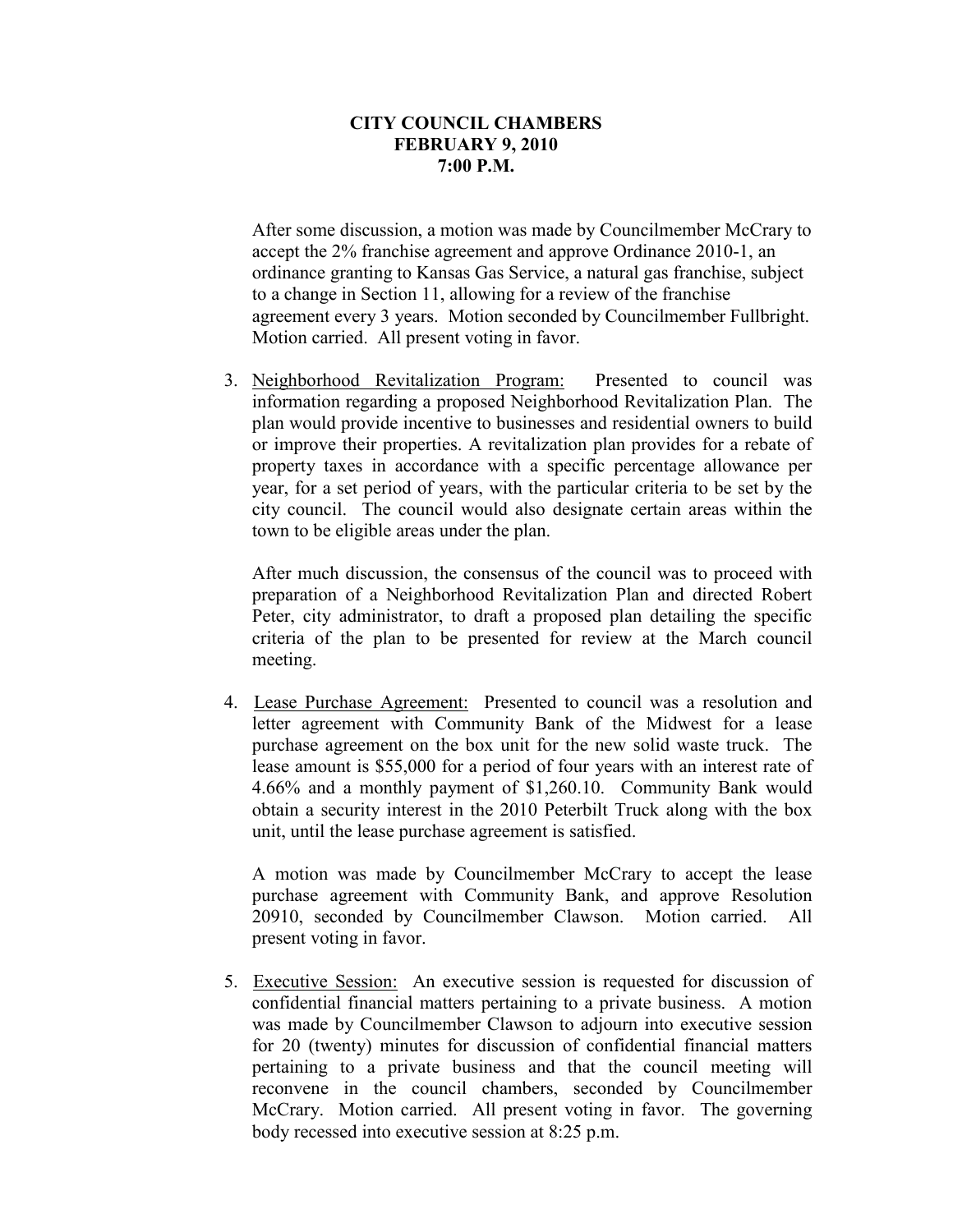**CITY COUNCIL CHAMBERS**
**FEBRUARY 9, 2010**
**7:00 P.M.**

After some discussion, a motion was made by Councilmember McCrary to accept the 2% franchise agreement and approve Ordinance 2010-1, an ordinance granting to Kansas Gas Service, a natural gas franchise, subject to a change in Section 11, allowing for a review of the franchise agreement every 3 years. Motion seconded by Councilmember Fullbright. Motion carried. All present voting in favor.

3. Neighborhood Revitalization Program: Presented to council was information regarding a proposed Neighborhood Revitalization Plan. The plan would provide incentive to businesses and residential owners to build or improve their properties. A revitalization plan provides for a rebate of property taxes in accordance with a specific percentage allowance per year, for a set period of years, with the particular criteria to be set by the city council. The council would also designate certain areas within the town to be eligible areas under the plan.

   After much discussion, the consensus of the council was to proceed with preparation of a Neighborhood Revitalization Plan and directed Robert Peter, city administrator, to draft a proposed plan detailing the specific criteria of the plan to be presented for review at the March council meeting.

4. Lease Purchase Agreement: Presented to council was a resolution and letter agreement with Community Bank of the Midwest for a lease purchase agreement on the box unit for the new solid waste truck. The lease amount is $55,000 for a period of four years with an interest rate of 4.66% and a monthly payment of $1,260.10. Community Bank would obtain a security interest in the 2010 Peterbilt Truck along with the box unit, until the lease purchase agreement is satisfied.

   A motion was made by Councilmember McCrary to accept the lease purchase agreement with Community Bank, and approve Resolution 20910, seconded by Councilmember Clawson. Motion carried. All present voting in favor.

5. Executive Session: An executive session is requested for discussion of confidential financial matters pertaining to a private business. A motion was made by Councilmember Clawson to adjourn into executive session for 20 (twenty) minutes for discussion of confidential financial matters pertaining to a private business and that the council meeting will reconvene in the council chambers, seconded by Councilmember McCrary. Motion carried. All present voting in favor. The governing body recessed into executive session at 8:25 p.m.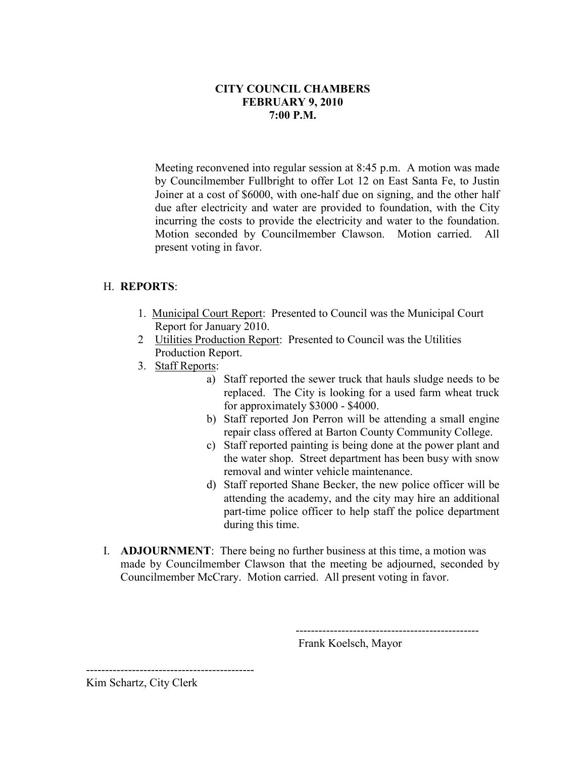**CITY COUNCIL CHAMBERS**
**FEBRUARY 9, 2010**
**7:00 P.M.**

Meeting reconvened into regular session at 8:45 p.m. A motion was made by Councilmember Fullbright to offer Lot 12 on East Santa Fe, to Justin Joiner at a cost of $6000, with one-half due on signing, and the other half due after electricity and water are provided to foundation, with the City incurring the costs to provide the electricity and water to the foundation. Motion seconded by Councilmember Clawson. Motion carried. All present voting in favor.

H. **REPORTS**:

1. Municipal Court Report: Presented to Council was the Municipal Court Report for January 2010.
2. Utilities Production Report: Presented to Council was the Utilities Production Report.
3. Staff Reports:
   a) Staff reported the sewer truck that hauls sludge needs to be replaced. The City is looking for a used farm wheat truck for approximately $3000 - $4000.
   b) Staff reported Jon Perron will be attending a small engine repair class offered at Barton County Community College.
   c) Staff reported painting is being done at the power plant and the water shop. Street department has been busy with snow removal and winter vehicle maintenance.
   d) Staff reported Shane Becker, the new police officer will be attending the academy, and the city may hire an additional part-time police officer to help staff the police department during this time.

I. **ADJOURNMENT**: There being no further business at this time, a motion was made by Councilmember Clawson that the meeting be adjourned, seconded by Councilmember McCrary. Motion carried. All present voting in favor.

------------------------------------------------
Frank Koelsch, Mayor

--------------------------------------------
Kim Schartz, City Clerk